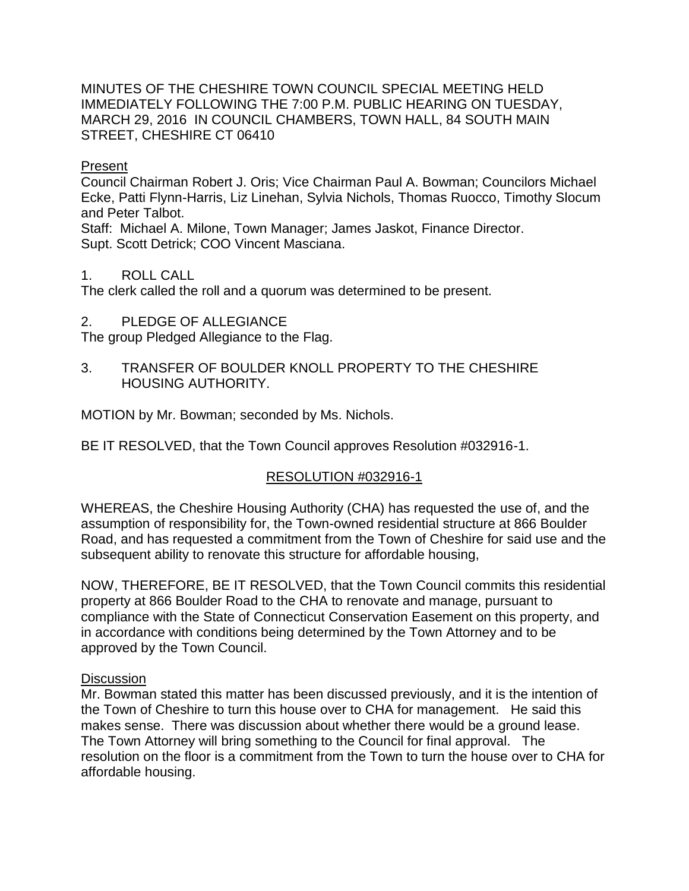MINUTES OF THE CHESHIRE TOWN COUNCIL SPECIAL MEETING HELD IMMEDIATELY FOLLOWING THE 7:00 P.M. PUBLIC HEARING ON TUESDAY, MARCH 29, 2016 IN COUNCIL CHAMBERS, TOWN HALL, 84 SOUTH MAIN STREET, CHESHIRE CT 06410

Present

Council Chairman Robert J. Oris; Vice Chairman Paul A. Bowman; Councilors Michael Ecke, Patti Flynn-Harris, Liz Linehan, Sylvia Nichols, Thomas Ruocco, Timothy Slocum and Peter Talbot.

Staff: Michael A. Milone, Town Manager; James Jaskot, Finance Director.
Supt. Scott Detrick; COO Vincent Masciana.

1. ROLL CALL

The clerk called the roll and a quorum was determined to be present.

2. PLEDGE OF ALLEGIANCE

The group Pledged Allegiance to the Flag.

3. TRANSFER OF BOULDER KNOLL PROPERTY TO THE CHESHIRE HOUSING AUTHORITY.

MOTION by Mr. Bowman; seconded by Ms. Nichols.

BE IT RESOLVED, that the Town Council approves Resolution #032916-1.

RESOLUTION #032916-1

WHEREAS, the Cheshire Housing Authority (CHA) has requested the use of, and the assumption of responsibility for, the Town-owned residential structure at 866 Boulder Road, and has requested a commitment from the Town of Cheshire for said use and the subsequent ability to renovate this structure for affordable housing,

NOW, THEREFORE, BE IT RESOLVED, that the Town Council commits this residential property at 866 Boulder Road to the CHA to renovate and manage, pursuant to compliance with the State of Connecticut Conservation Easement on this property, and in accordance with conditions being determined by the Town Attorney and to be approved by the Town Council.

Discussion

Mr. Bowman stated this matter has been discussed previously, and it is the intention of the Town of Cheshire to turn this house over to CHA for management. He said this makes sense. There was discussion about whether there would be a ground lease. The Town Attorney will bring something to the Council for final approval. The resolution on the floor is a commitment from the Town to turn the house over to CHA for affordable housing.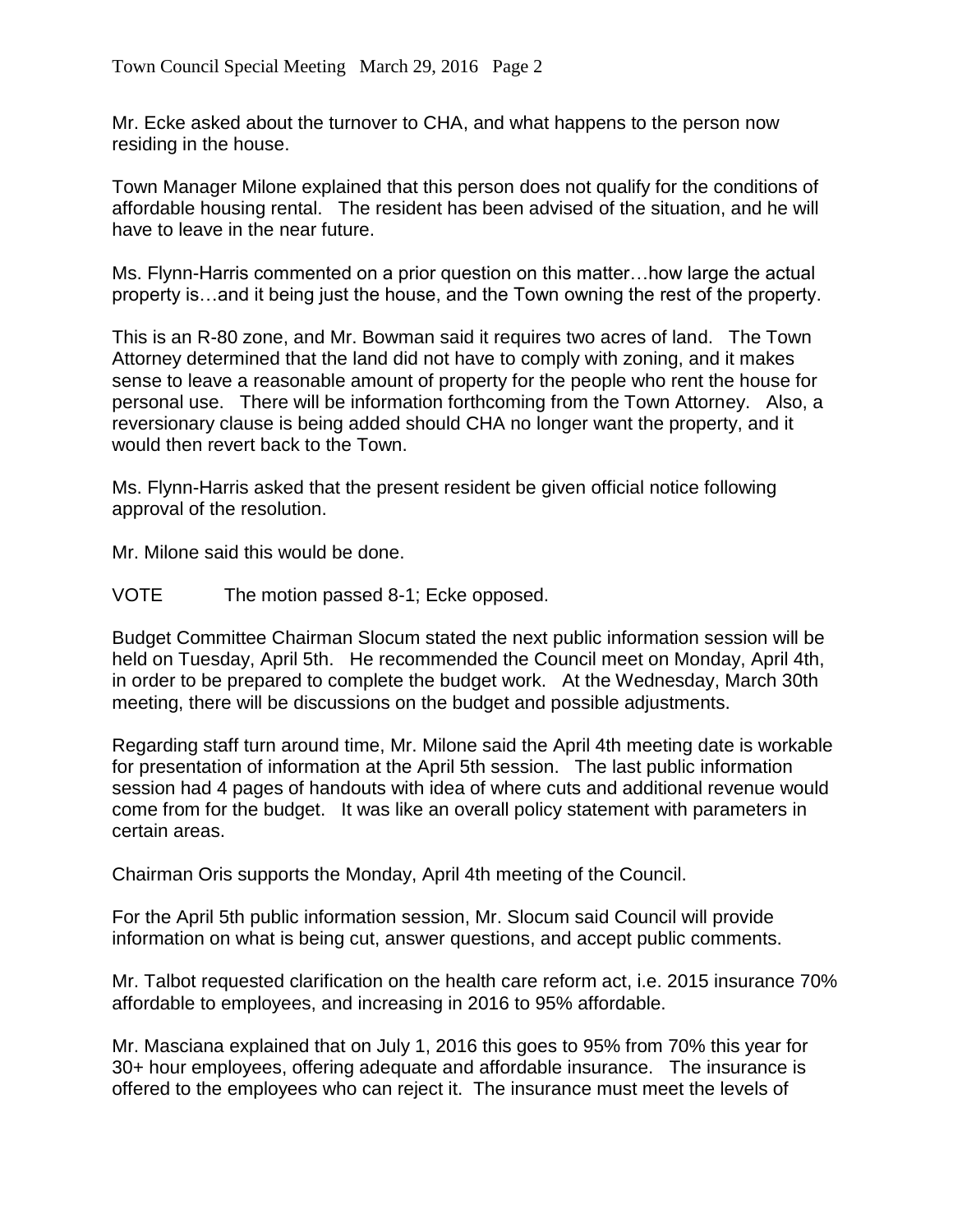Mr. Ecke asked about the turnover to CHA, and what happens to the person now residing in the house.

Town Manager Milone explained that this person does not qualify for the conditions of affordable housing rental. The resident has been advised of the situation, and he will have to leave in the near future.

Ms. Flynn-Harris commented on a prior question on this matter…how large the actual property is…and it being just the house, and the Town owning the rest of the property.

This is an R-80 zone, and Mr. Bowman said it requires two acres of land. The Town Attorney determined that the land did not have to comply with zoning, and it makes sense to leave a reasonable amount of property for the people who rent the house for personal use. There will be information forthcoming from the Town Attorney. Also, a reversionary clause is being added should CHA no longer want the property, and it would then revert back to the Town.

Ms. Flynn-Harris asked that the present resident be given official notice following approval of the resolution.

Mr. Milone said this would be done.

VOTE The motion passed 8-1; Ecke opposed.

Budget Committee Chairman Slocum stated the next public information session will be held on Tuesday, April 5th. He recommended the Council meet on Monday, April 4th, in order to be prepared to complete the budget work. At the Wednesday, March 30th meeting, there will be discussions on the budget and possible adjustments.

Regarding staff turn around time, Mr. Milone said the April 4th meeting date is workable for presentation of information at the April 5th session. The last public information session had 4 pages of handouts with idea of where cuts and additional revenue would come from for the budget. It was like an overall policy statement with parameters in certain areas.

Chairman Oris supports the Monday, April 4th meeting of the Council.

For the April 5th public information session, Mr. Slocum said Council will provide information on what is being cut, answer questions, and accept public comments.

Mr. Talbot requested clarification on the health care reform act, i.e. 2015 insurance 70% affordable to employees, and increasing in 2016 to 95% affordable.

Mr. Masciana explained that on July 1, 2016 this goes to 95% from 70% this year for 30+ hour employees, offering adequate and affordable insurance. The insurance is offered to the employees who can reject it. The insurance must meet the levels of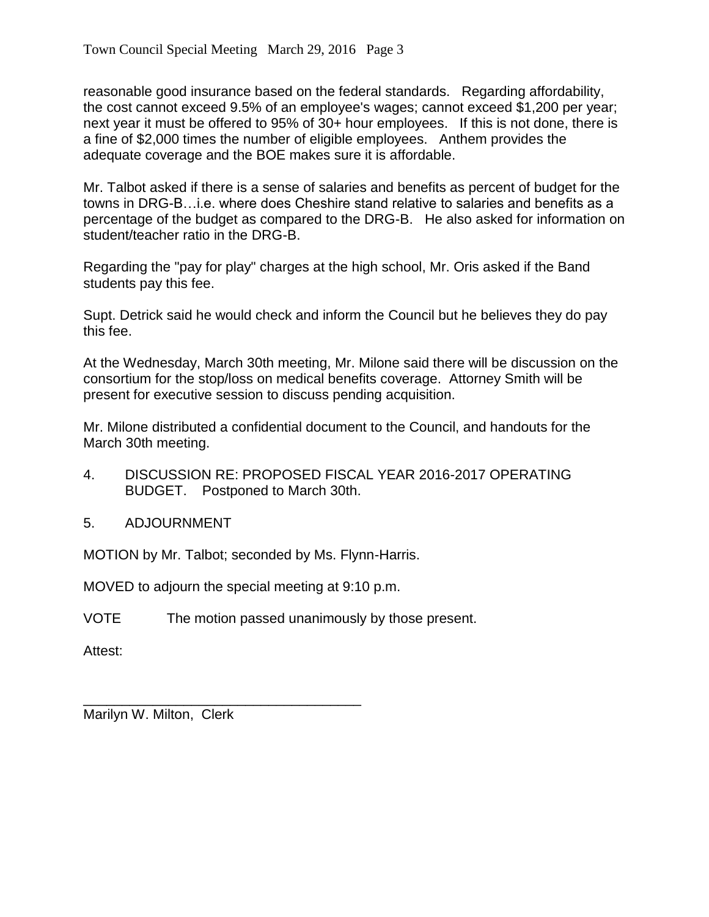reasonable good insurance based on the federal standards. Regarding affordability, the cost cannot exceed 9.5% of an employee's wages; cannot exceed $1,200 per year; next year it must be offered to 95% of 30+ hour employees. If this is not done, there is a fine of $2,000 times the number of eligible employees. Anthem provides the adequate coverage and the BOE makes sure it is affordable.

Mr. Talbot asked if there is a sense of salaries and benefits as percent of budget for the towns in DRG-B…i.e. where does Cheshire stand relative to salaries and benefits as a percentage of the budget as compared to the DRG-B. He also asked for information on student/teacher ratio in the DRG-B.

Regarding the "pay for play" charges at the high school, Mr. Oris asked if the Band students pay this fee.

Supt. Detrick said he would check and inform the Council but he believes they do pay this fee.

At the Wednesday, March 30th meeting, Mr. Milone said there will be discussion on the consortium for the stop/loss on medical benefits coverage. Attorney Smith will be present for executive session to discuss pending acquisition.

Mr. Milone distributed a confidential document to the Council, and handouts for the March 30th meeting.

4. DISCUSSION RE: PROPOSED FISCAL YEAR 2016-2017 OPERATING BUDGET. Postponed to March 30th.

5. ADJOURNMENT

MOTION by Mr. Talbot; seconded by Ms. Flynn-Harris.

MOVED to adjourn the special meeting at 9:10 p.m.

VOTE The motion passed unanimously by those present.

Attest:

_____________________________________

Marilyn W. Milton, Clerk